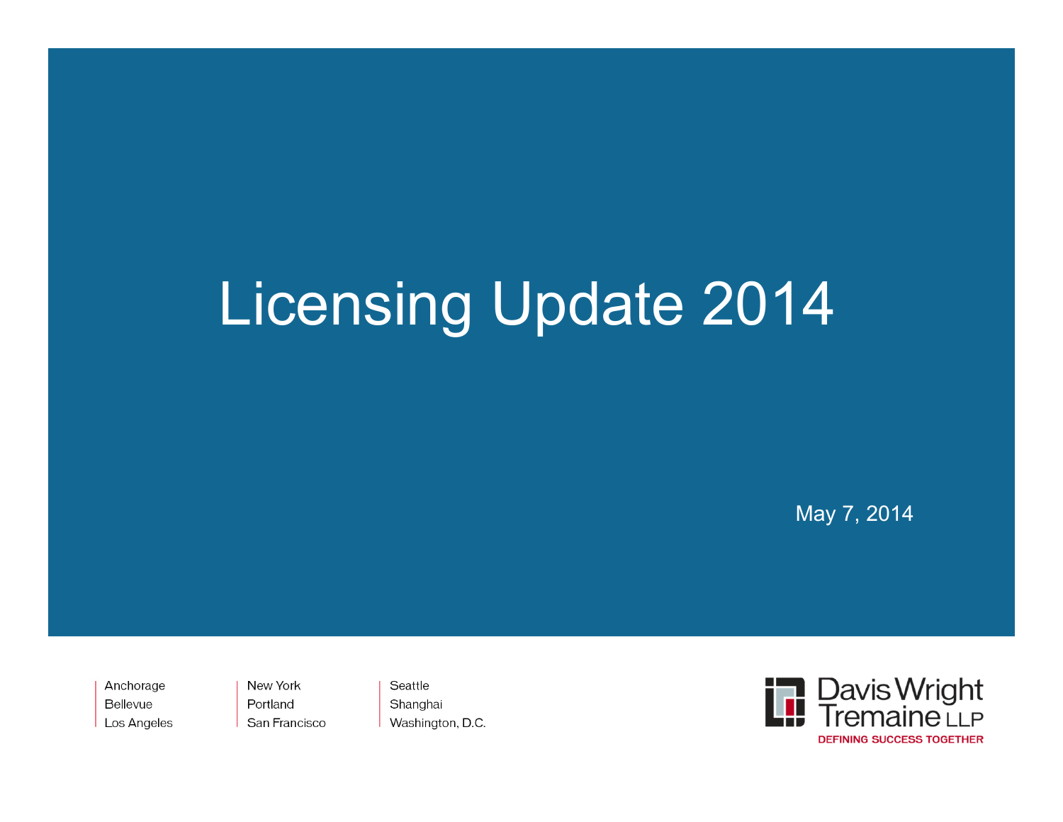# Licensing Update 2014

May 7, 2014

Anchorage
Bellevue
Los Angeles

New York
Portland
San Francisco

Seattle
Shanghai
Washington, D.C.

Davis Wright Tremaine LLP
DEFINING SUCCESS TOGETHER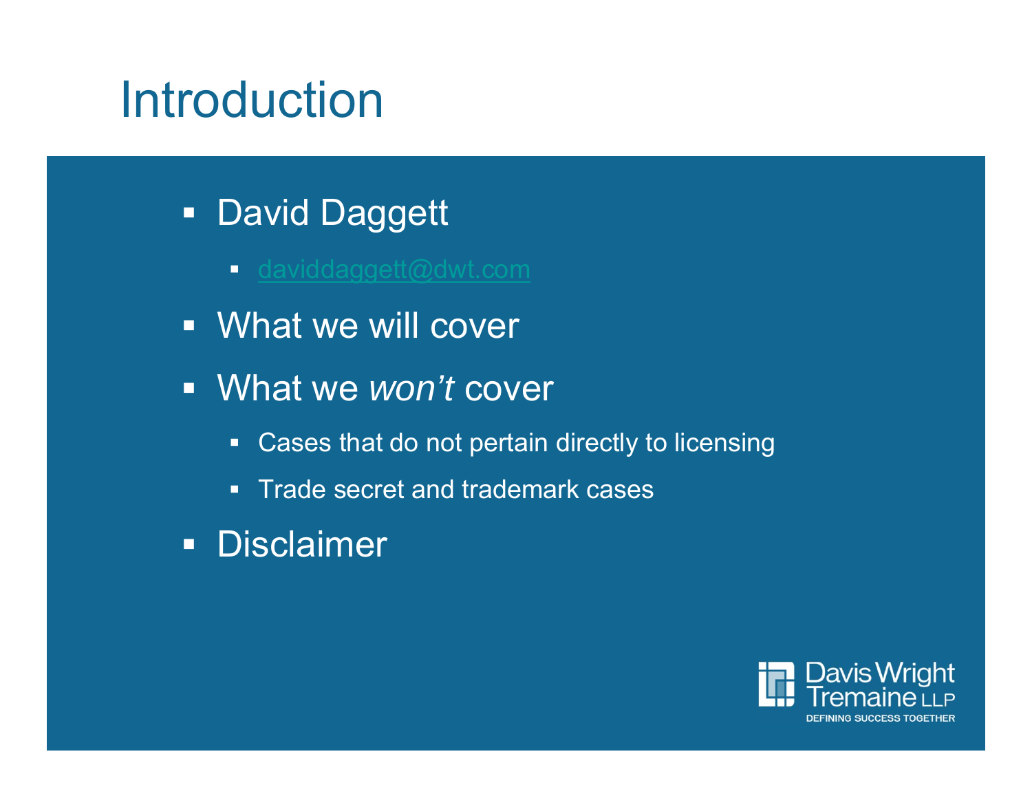# Introduction

- David Daggett
  - daviddaggett@dwt.com
- What we will cover
- What we *won't* cover
  - Cases that do not pertain directly to licensing
  - Trade secret and trademark cases
- Disclaimer

Davis Wright Tremaine LLP
DEFINING SUCCESS TOGETHER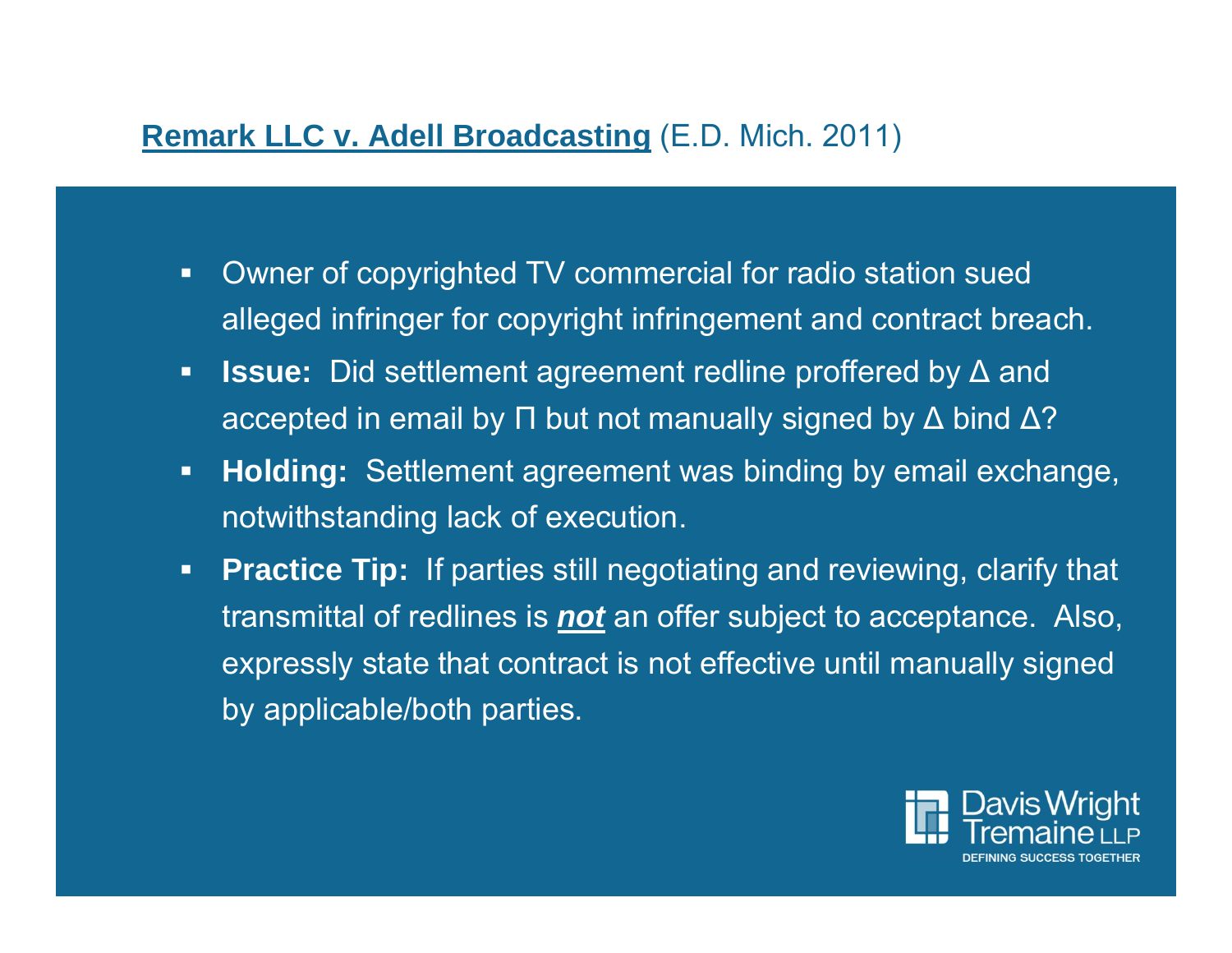## **Remark LLC v. Adell Broadcasting** (E.D. Mich. 2011)

- Owner of copyrighted TV commercial for radio station sued alleged infringer for copyright infringement and contract breach.
- **Issue:** Did settlement agreement redline proffered by Δ and accepted in email by Π but not manually signed by Δ bind Δ?
- **Holding:** Settlement agreement was binding by email exchange, notwithstanding lack of execution.
- **Practice Tip:** If parties still negotiating and reviewing, clarify that transmittal of redlines is ***not*** an offer subject to acceptance. Also, expressly state that contract is not effective until manually signed by applicable/both parties.

Davis Wright Tremaine LLP
DEFINING SUCCESS TOGETHER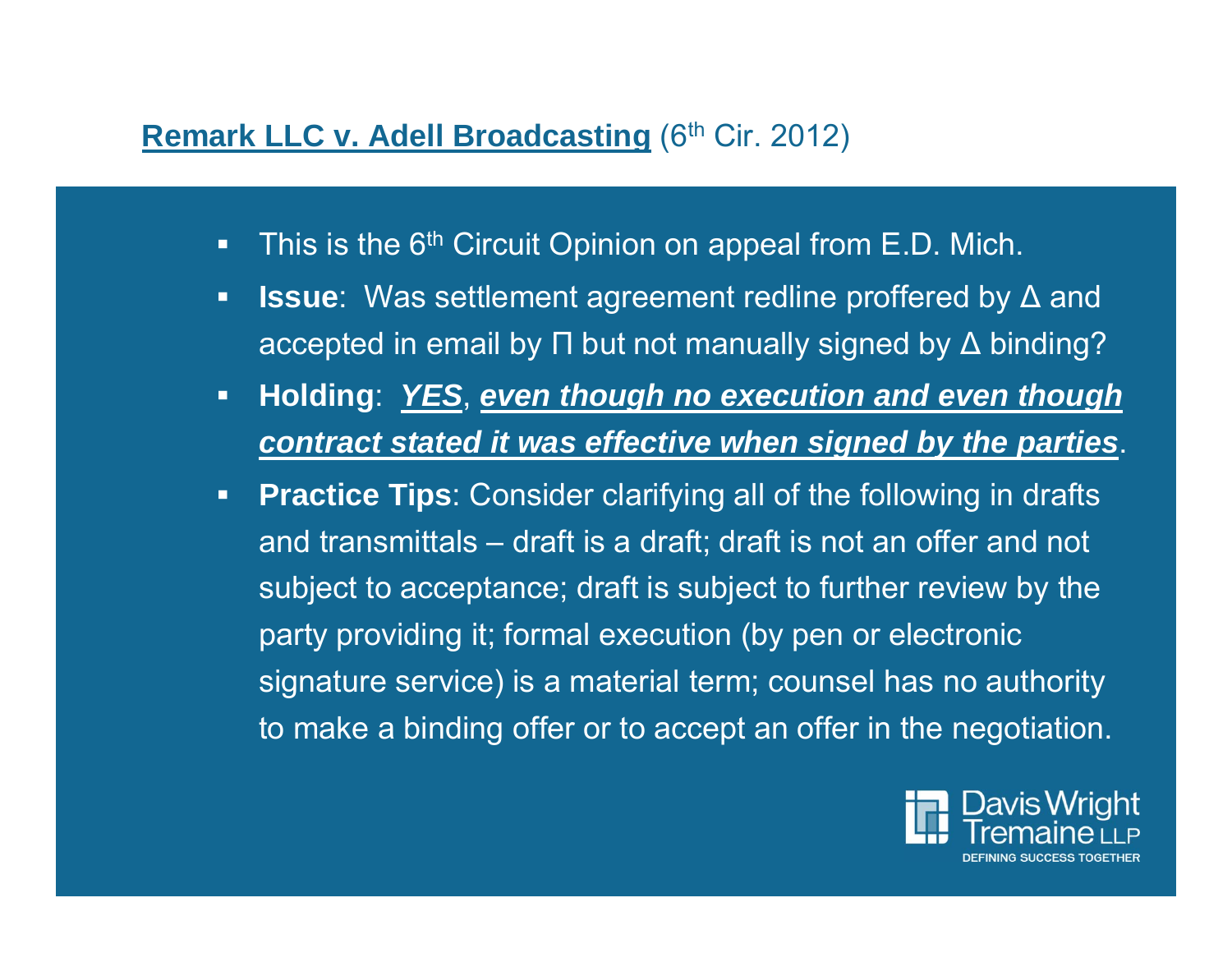## **Remark LLC v. Adell Broadcasting** (6th Cir. 2012)

- This is the 6th Circuit Opinion on appeal from E.D. Mich.
- **Issue**: Was settlement agreement redline proffered by Δ and accepted in email by Π but not manually signed by Δ binding?
- **Holding**: ***YES***, ***even though no execution and even though contract stated it was effective when signed by the parties***.
- **Practice Tips**: Consider clarifying all of the following in drafts and transmittals – draft is a draft; draft is not an offer and not subject to acceptance; draft is subject to further review by the party providing it; formal execution (by pen or electronic signature service) is a material term; counsel has no authority to make a binding offer or to accept an offer in the negotiation.

Davis Wright Tremaine LLP
DEFINING SUCCESS TOGETHER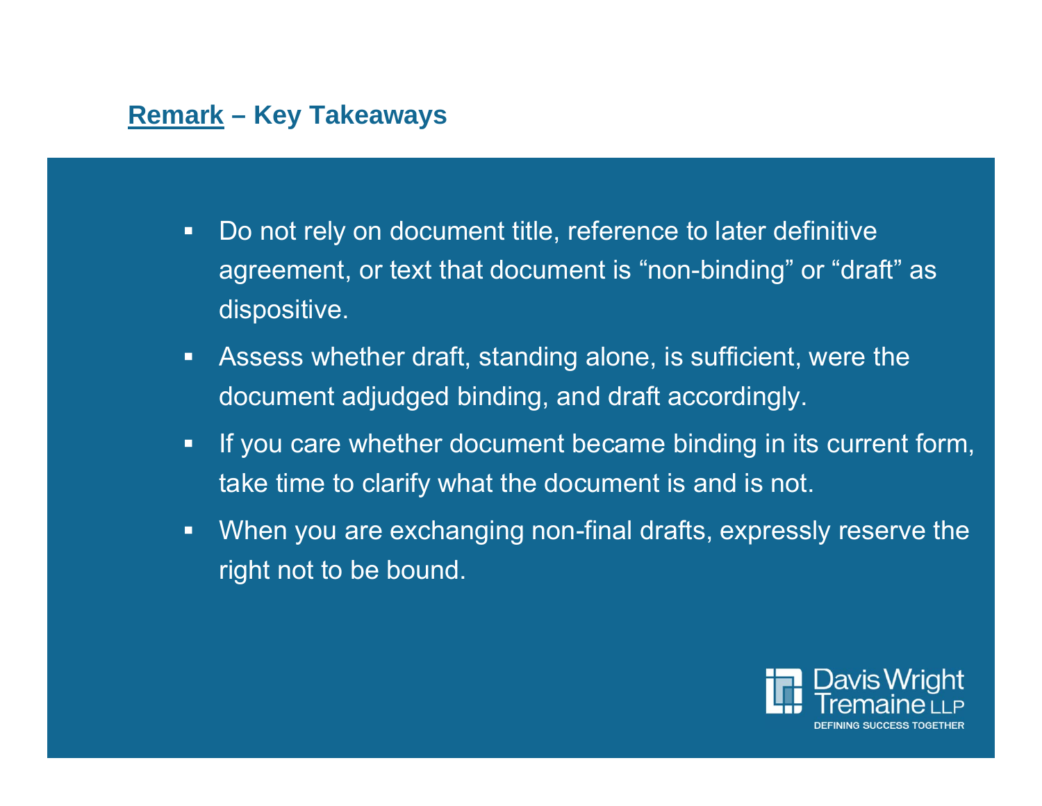## Remark – Key Takeaways

- Do not rely on document title, reference to later definitive agreement, or text that document is "non-binding" or "draft" as dispositive.
- Assess whether draft, standing alone, is sufficient, were the document adjudged binding, and draft accordingly.
- If you care whether document became binding in its current form, take time to clarify what the document is and is not.
- When you are exchanging non-final drafts, expressly reserve the right not to be bound.

Davis Wright Tremaine LLP
DEFINING SUCCESS TOGETHER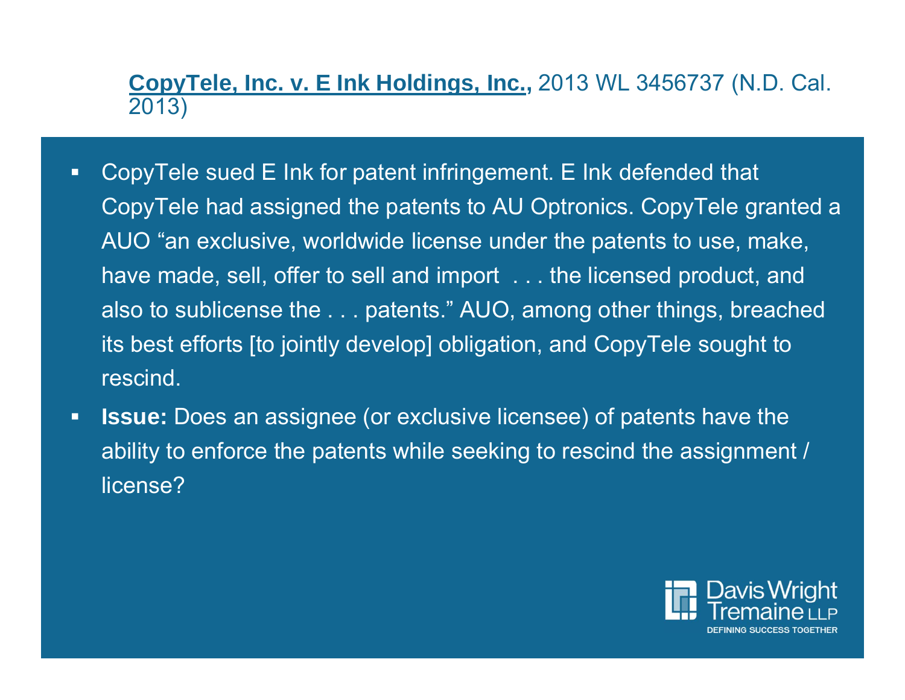**CopyTele, Inc. v. E Ink Holdings, Inc.,** 2013 WL 3456737 (N.D. Cal. 2013)

- CopyTele sued E Ink for patent infringement. E Ink defended that CopyTele had assigned the patents to AU Optronics. CopyTele granted a AUO "an exclusive, worldwide license under the patents to use, make, have made, sell, offer to sell and import . . . the licensed product, and also to sublicense the . . . patents." AUO, among other things, breached its best efforts [to jointly develop] obligation, and CopyTele sought to rescind.
- **Issue:** Does an assignee (or exclusive licensee) of patents have the ability to enforce the patents while seeking to rescind the assignment / license?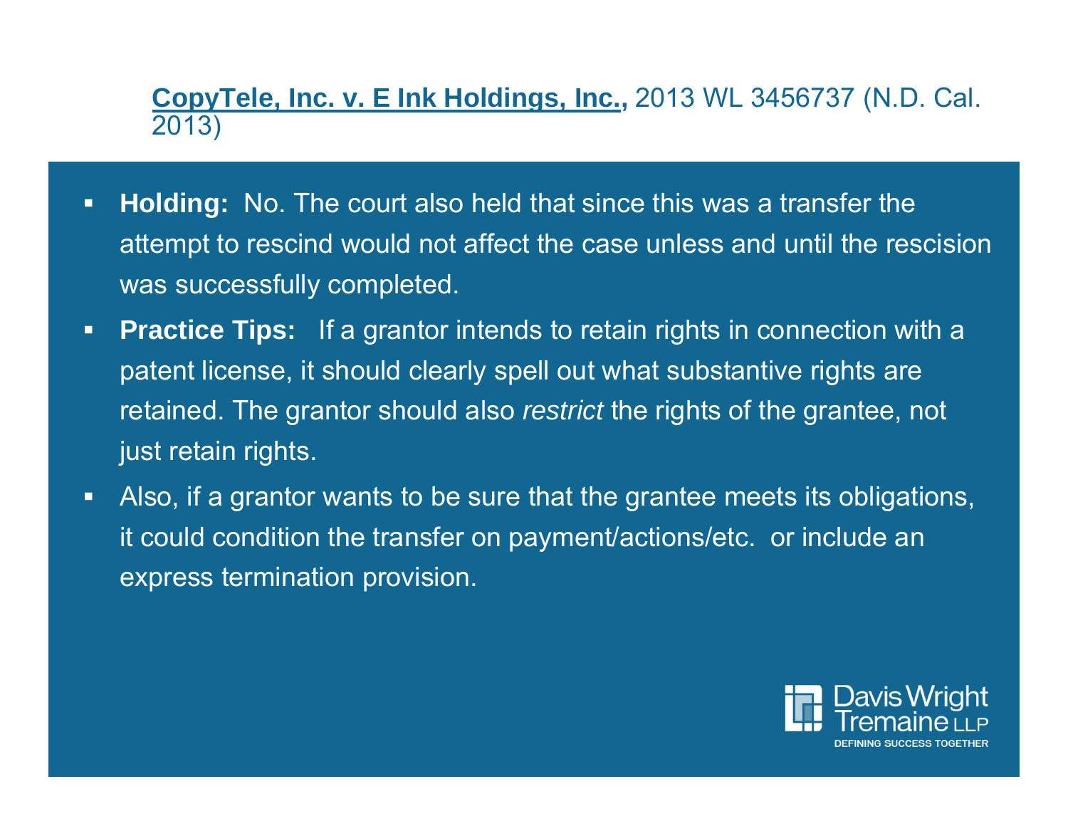## **CopyTele, Inc. v. E Ink Holdings, Inc.,** 2013 WL 3456737 (N.D. Cal. 2013)

- **Holding:** No. The court also held that since this was a transfer the attempt to rescind would not affect the case unless and until the rescision was successfully completed.
- **Practice Tips:** If a grantor intends to retain rights in connection with a patent license, it should clearly spell out what substantive rights are retained. The grantor should also *restrict* the rights of the grantee, not just retain rights.
- Also, if a grantor wants to be sure that the grantee meets its obligations, it could condition the transfer on payment/actions/etc. or include an express termination provision.

Davis Wright Tremaine LLP
DEFINING SUCCESS TOGETHER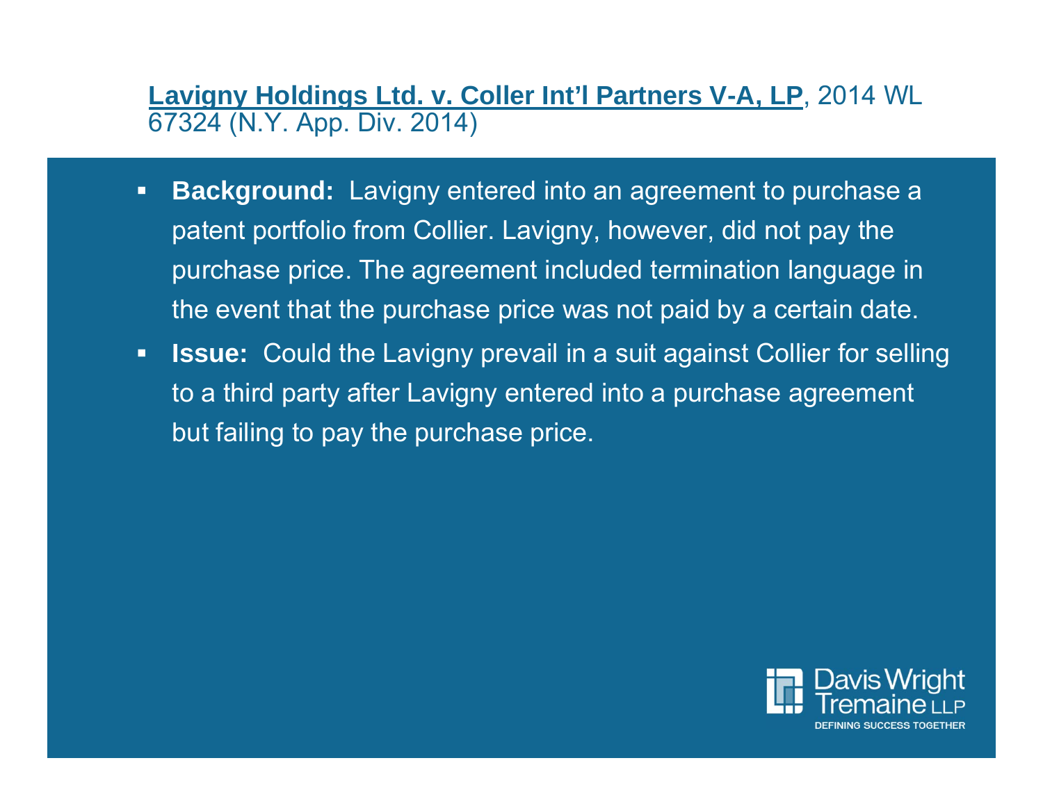## **Lavigny Holdings Ltd. v. Coller Int'l Partners V-A, LP**, 2014 WL 67324 (N.Y. App. Div. 2014)

- **Background:** Lavigny entered into an agreement to purchase a patent portfolio from Collier. Lavigny, however, did not pay the purchase price. The agreement included termination language in the event that the purchase price was not paid by a certain date.
- **Issue:** Could the Lavigny prevail in a suit against Collier for selling to a third party after Lavigny entered into a purchase agreement but failing to pay the purchase price.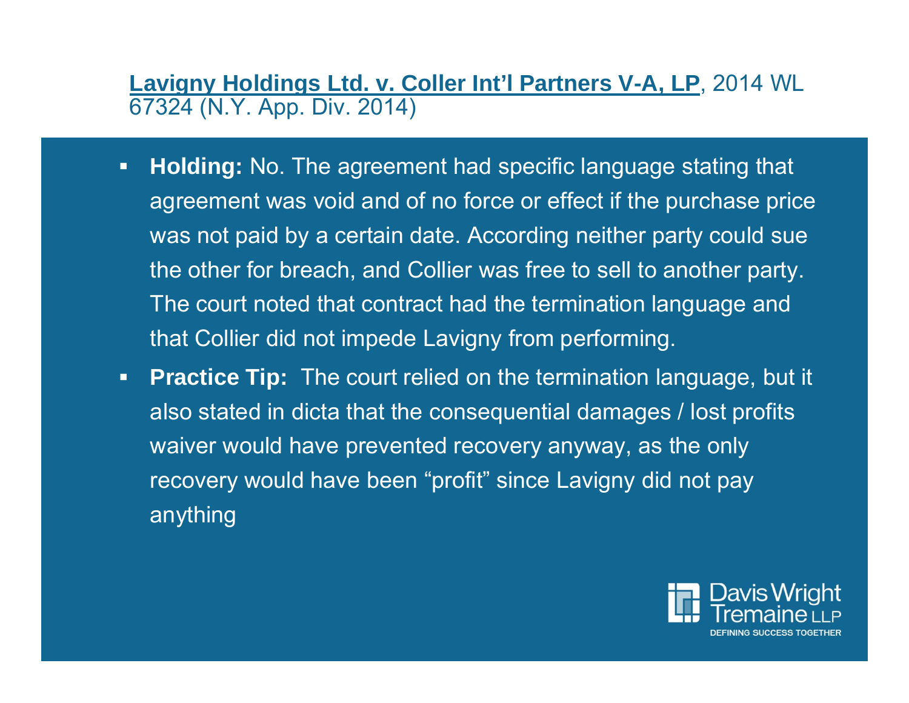## Lavigny Holdings Ltd. v. Coller Int'l Partners V-A, LP, 2014 WL 67324 (N.Y. App. Div. 2014)

- **Holding:** No. The agreement had specific language stating that agreement was void and of no force or effect if the purchase price was not paid by a certain date. According neither party could sue the other for breach, and Collier was free to sell to another party. The court noted that contract had the termination language and that Collier did not impede Lavigny from performing.
- **Practice Tip:** The court relied on the termination language, but it also stated in dicta that the consequential damages / lost profits waiver would have prevented recovery anyway, as the only recovery would have been "profit" since Lavigny did not pay anything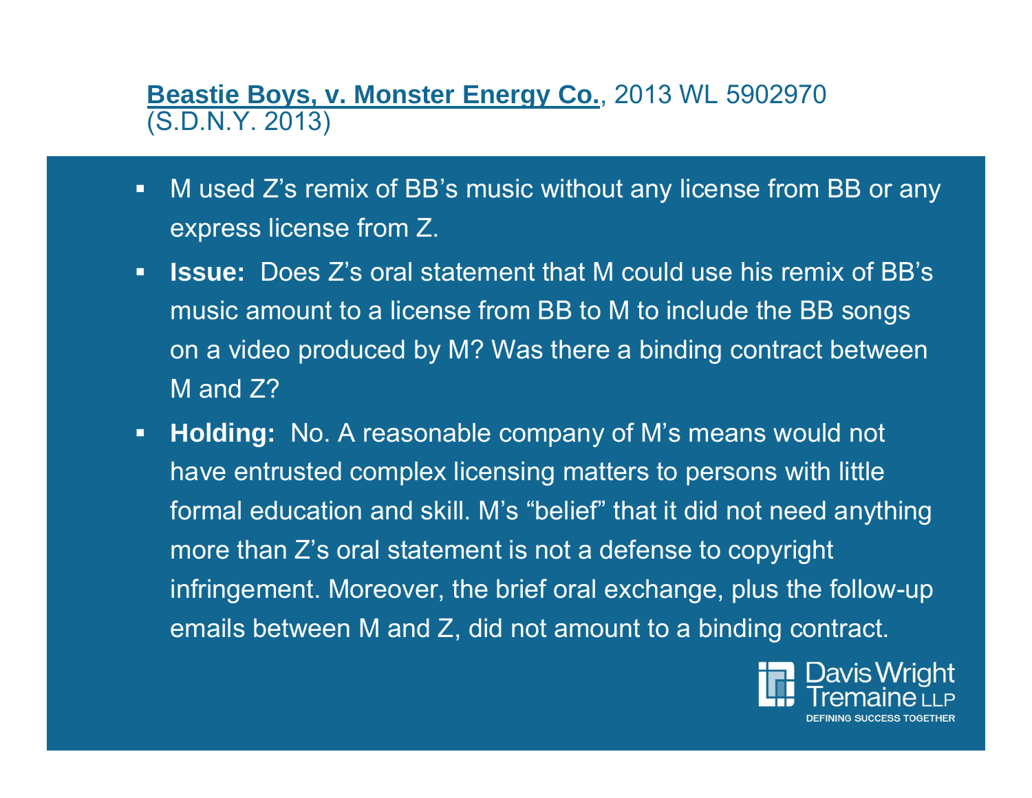## **Beastie Boys, v. Monster Energy Co.**, 2013 WL 5902970 (S.D.N.Y. 2013)

- M used Z's remix of BB's music without any license from BB or any express license from Z.
- **Issue:** Does Z's oral statement that M could use his remix of BB's music amount to a license from BB to M to include the BB songs on a video produced by M? Was there a binding contract between M and Z?
- **Holding:** No. A reasonable company of M's means would not have entrusted complex licensing matters to persons with little formal education and skill. M's "belief" that it did not need anything more than Z's oral statement is not a defense to copyright infringement. Moreover, the brief oral exchange, plus the follow-up emails between M and Z, did not amount to a binding contract.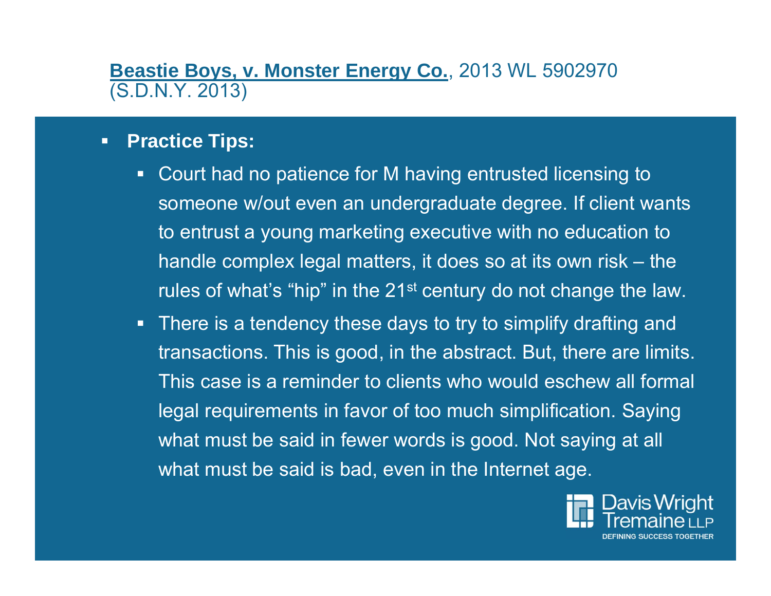**Beastie Boys, v. Monster Energy Co.**, 2013 WL 5902970 (S.D.N.Y. 2013)

- **Practice Tips:**
  - Court had no patience for M having entrusted licensing to someone w/out even an undergraduate degree. If client wants to entrust a young marketing executive with no education to handle complex legal matters, it does so at its own risk – the rules of what's "hip" in the 21st century do not change the law.
  - There is a tendency these days to try to simplify drafting and transactions. This is good, in the abstract. But, there are limits. This case is a reminder to clients who would eschew all formal legal requirements in favor of too much simplification. Saying what must be said in fewer words is good. Not saying at all what must be said is bad, even in the Internet age.

Davis Wright Tremaine LLP
DEFINING SUCCESS TOGETHER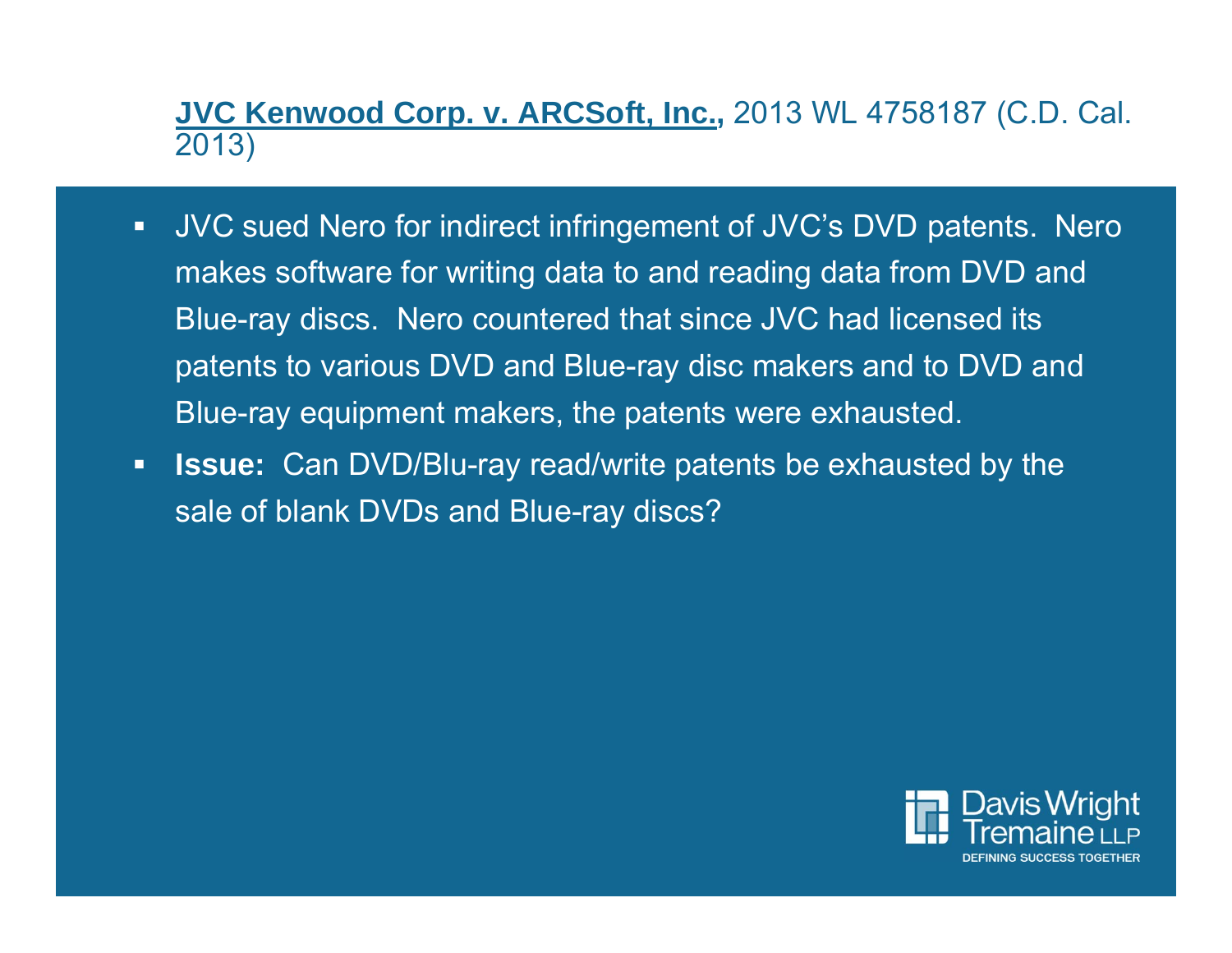## **JVC Kenwood Corp. v. ARCSoft, Inc.,** 2013 WL 4758187 (C.D. Cal. 2013)

- JVC sued Nero for indirect infringement of JVC's DVD patents. Nero makes software for writing data to and reading data from DVD and Blue-ray discs. Nero countered that since JVC had licensed its patents to various DVD and Blue-ray disc makers and to DVD and Blue-ray equipment makers, the patents were exhausted.
- **Issue:** Can DVD/Blu-ray read/write patents be exhausted by the sale of blank DVDs and Blue-ray discs?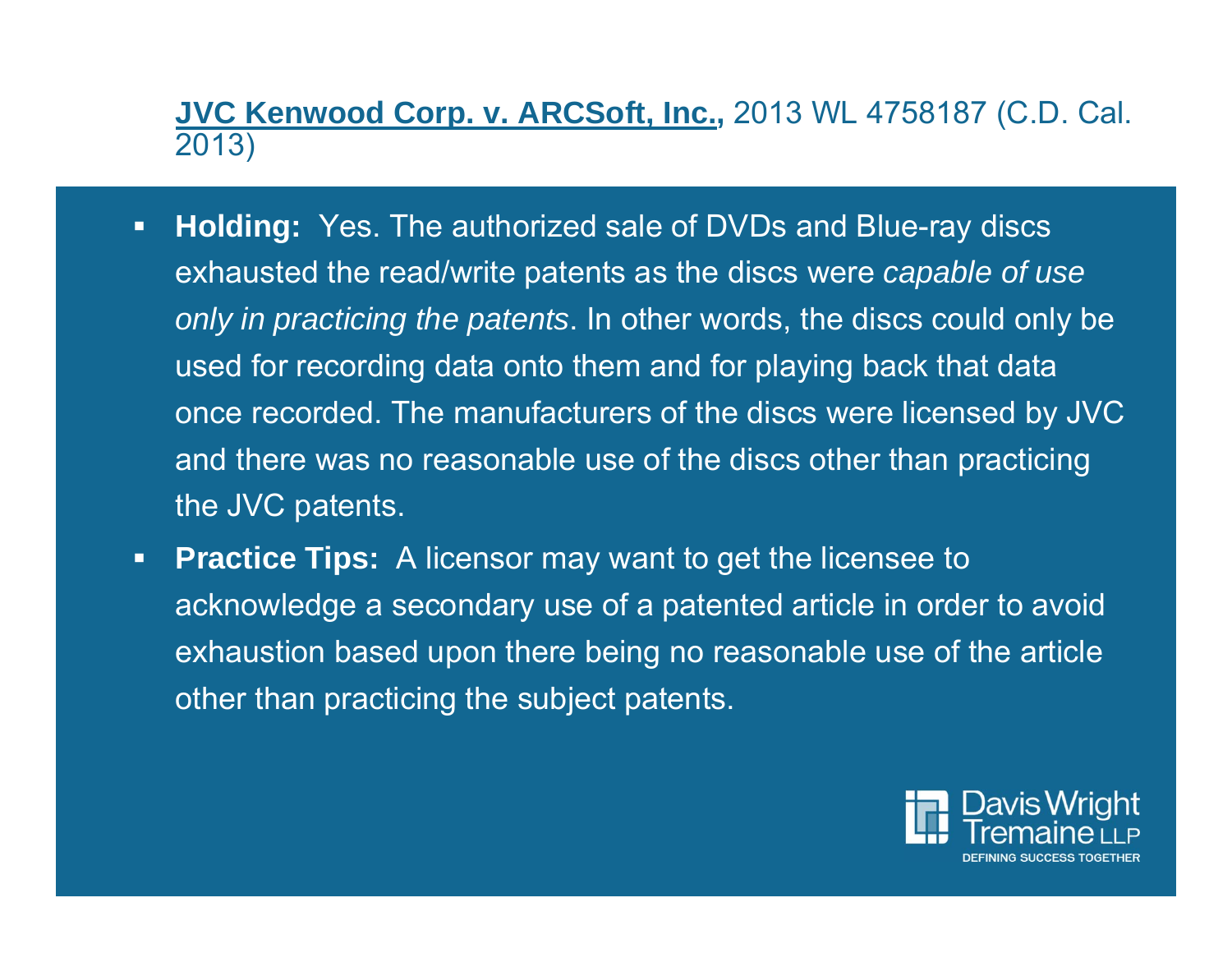**JVC Kenwood Corp. v. ARCSoft, Inc.,** 2013 WL 4758187 (C.D. Cal. 2013)

- **Holding:** Yes. The authorized sale of DVDs and Blue-ray discs exhausted the read/write patents as the discs were *capable of use only in practicing the patents*. In other words, the discs could only be used for recording data onto them and for playing back that data once recorded. The manufacturers of the discs were licensed by JVC and there was no reasonable use of the discs other than practicing the JVC patents.
- **Practice Tips:** A licensor may want to get the licensee to acknowledge a secondary use of a patented article in order to avoid exhaustion based upon there being no reasonable use of the article other than practicing the subject patents.

Davis Wright Tremaine LLP
DEFINING SUCCESS TOGETHER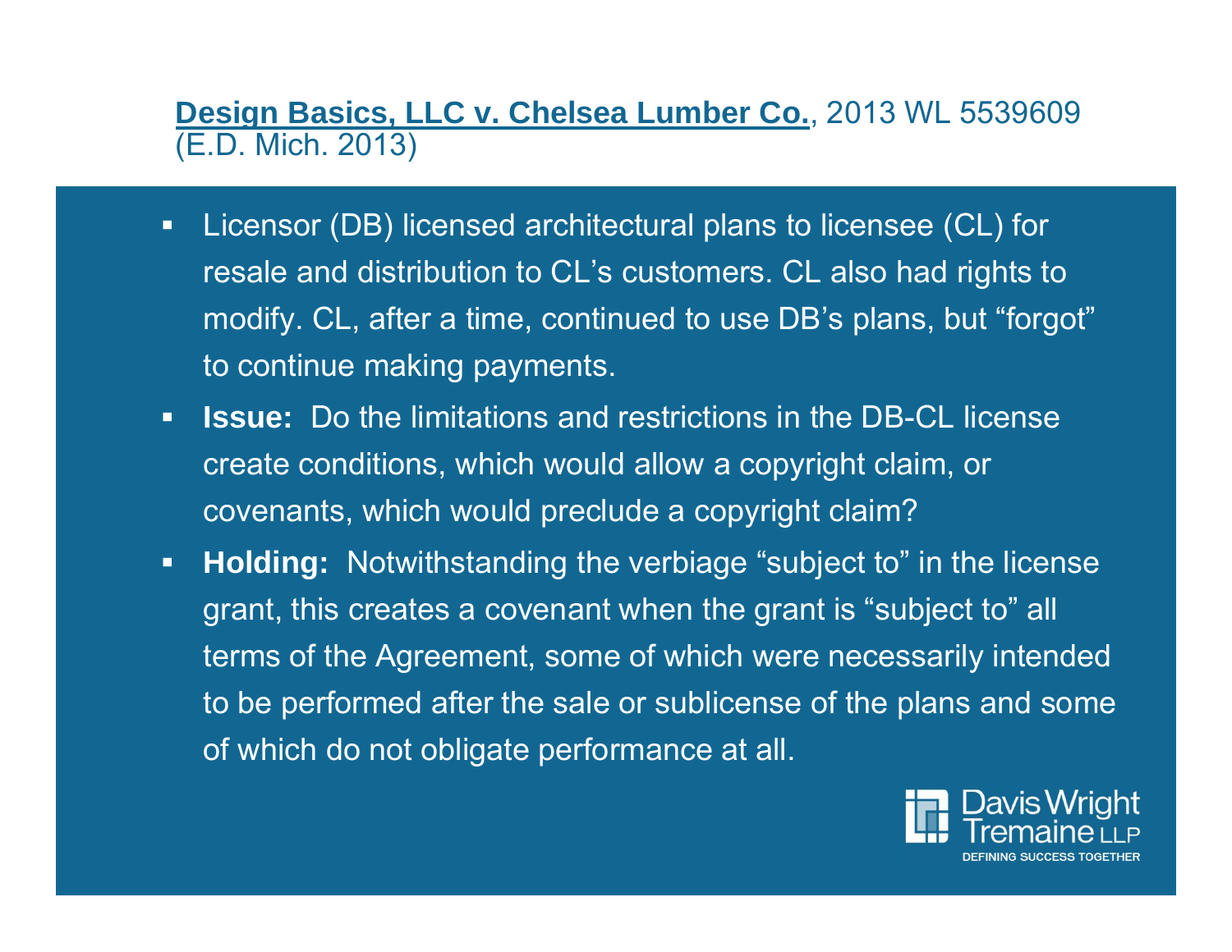## **Design Basics, LLC v. Chelsea Lumber Co.**, 2013 WL 5539609 (E.D. Mich. 2013)

- Licensor (DB) licensed architectural plans to licensee (CL) for resale and distribution to CL's customers. CL also had rights to modify. CL, after a time, continued to use DB's plans, but "forgot" to continue making payments.
- **Issue:** Do the limitations and restrictions in the DB-CL license create conditions, which would allow a copyright claim, or covenants, which would preclude a copyright claim?
- **Holding:** Notwithstanding the verbiage "subject to" in the license grant, this creates a covenant when the grant is "subject to" all terms of the Agreement, some of which were necessarily intended to be performed after the sale or sublicense of the plans and some of which do not obligate performance at all.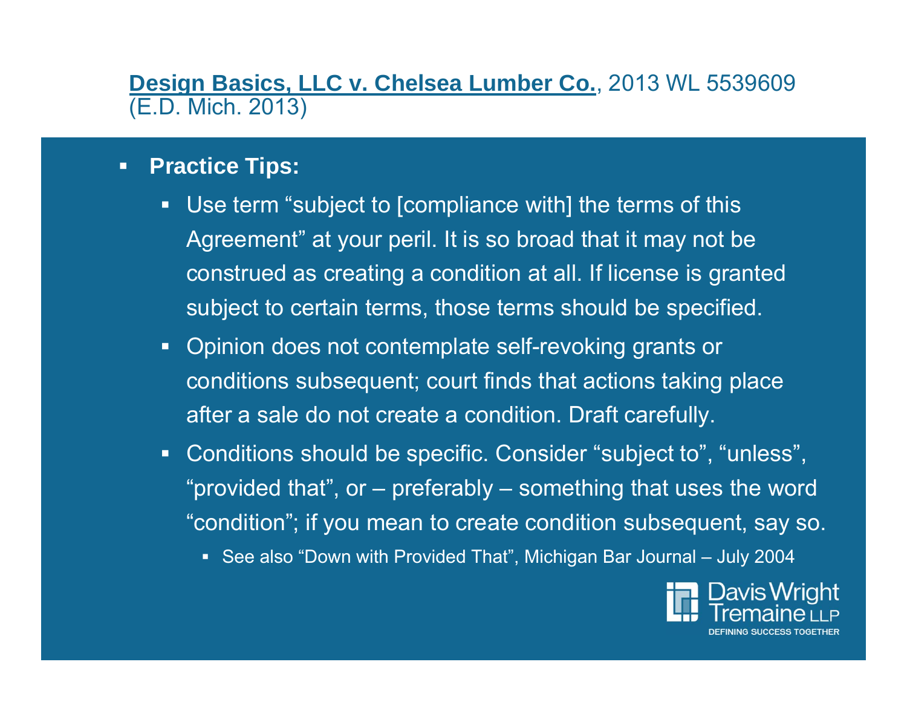## **Design Basics, LLC v. Chelsea Lumber Co.**, 2013 WL 5539609 (E.D. Mich. 2013)

- **Practice Tips:**
  - Use term “subject to [compliance with] the terms of this Agreement” at your peril. It is so broad that it may not be construed as creating a condition at all. If license is granted subject to certain terms, those terms should be specified.
  - Opinion does not contemplate self-revoking grants or conditions subsequent; court finds that actions taking place after a sale do not create a condition. Draft carefully.
  - Conditions should be specific. Consider “subject to”, “unless”, “provided that”, or – preferably – something that uses the word “condition”; if you mean to create condition subsequent, say so.
    - See also “Down with Provided That”, Michigan Bar Journal – July 2004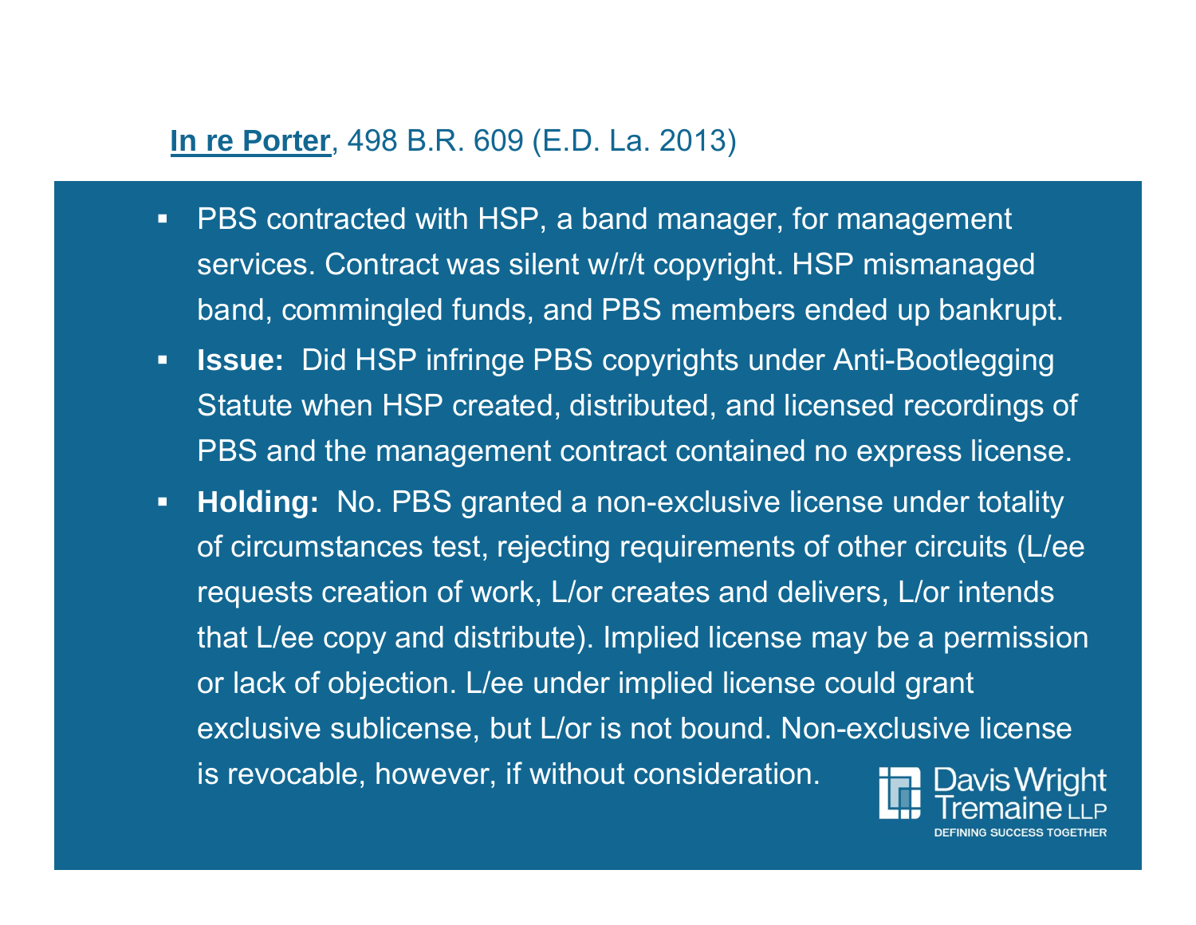**In re Porter**, 498 B.R. 609 (E.D. La. 2013)

- PBS contracted with HSP, a band manager, for management services. Contract was silent w/r/t copyright. HSP mismanaged band, commingled funds, and PBS members ended up bankrupt.
- **Issue:** Did HSP infringe PBS copyrights under Anti-Bootlegging Statute when HSP created, distributed, and licensed recordings of PBS and the management contract contained no express license.
- **Holding:** No. PBS granted a non-exclusive license under totality of circumstances test, rejecting requirements of other circuits (L/ee requests creation of work, L/or creates and delivers, L/or intends that L/ee copy and distribute). Implied license may be a permission or lack of objection. L/ee under implied license could grant exclusive sublicense, but L/or is not bound. Non-exclusive license is revocable, however, if without consideration.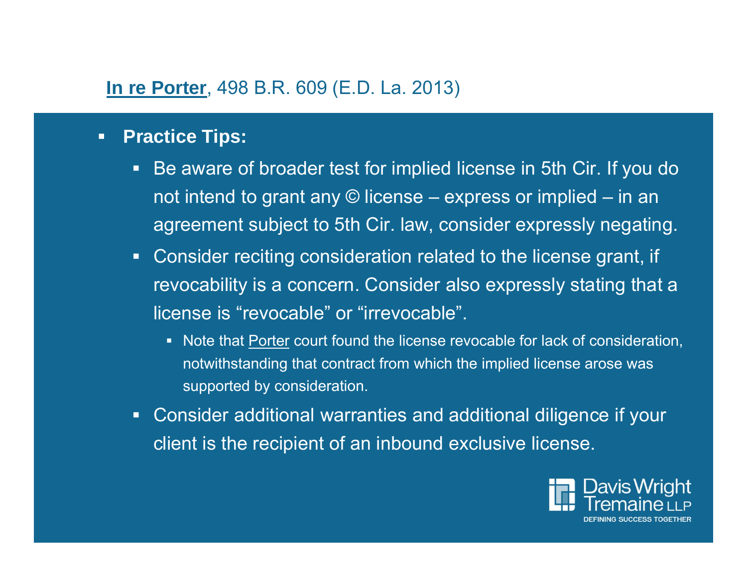**In re Porter**, 498 B.R. 609 (E.D. La. 2013)

- **Practice Tips:**
  - Be aware of broader test for implied license in 5th Cir. If you do not intend to grant any © license – express or implied – in an agreement subject to 5th Cir. law, consider expressly negating.
  - Consider reciting consideration related to the license grant, if revocability is a concern. Consider also expressly stating that a license is “revocable” or “irrevocable”.
    - Note that Porter court found the license revocable for lack of consideration, notwithstanding that contract from which the implied license arose was supported by consideration.
  - Consider additional warranties and additional diligence if your client is the recipient of an inbound exclusive license.

Davis Wright Tremaine LLP
DEFINING SUCCESS TOGETHER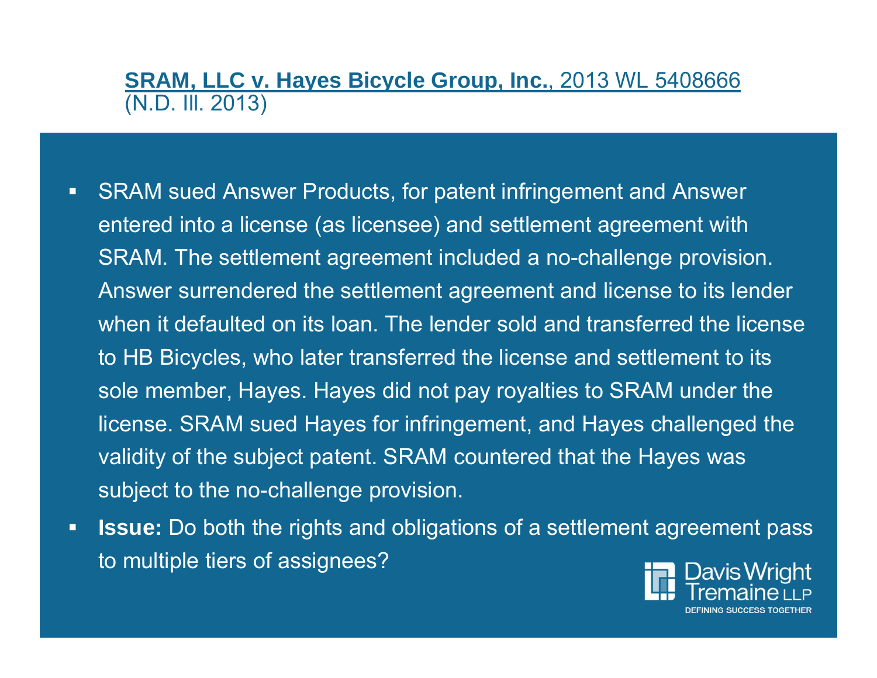## **SRAM, LLC v. Hayes Bicycle Group, Inc.**, 2013 WL 5408666 (N.D. Ill. 2013)

- SRAM sued Answer Products, for patent infringement and Answer entered into a license (as licensee) and settlement agreement with SRAM. The settlement agreement included a no-challenge provision. Answer surrendered the settlement agreement and license to its lender when it defaulted on its loan. The lender sold and transferred the license to HB Bicycles, who later transferred the license and settlement to its sole member, Hayes. Hayes did not pay royalties to SRAM under the license. SRAM sued Hayes for infringement, and Hayes challenged the validity of the subject patent. SRAM countered that the Hayes was subject to the no-challenge provision.
- **Issue:** Do both the rights and obligations of a settlement agreement pass to multiple tiers of assignees?

Davis Wright Tremaine LLP
DEFINING SUCCESS TOGETHER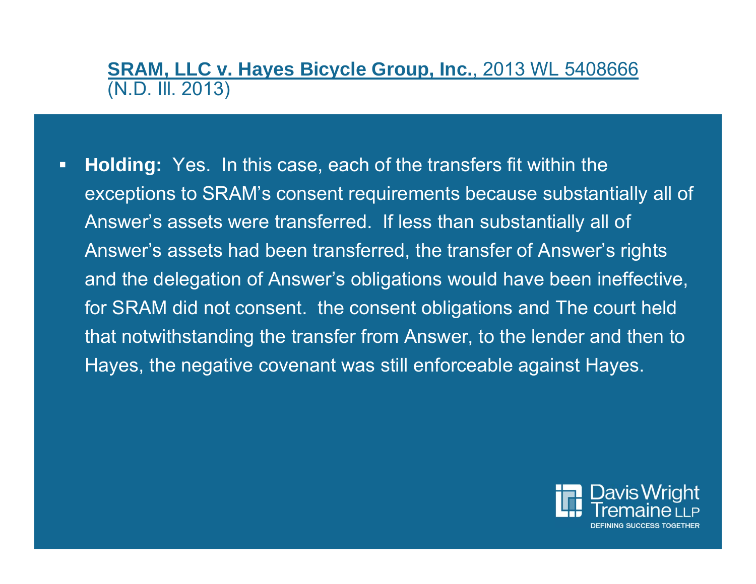## **SRAM, LLC v. Hayes Bicycle Group, Inc.**, 2013 WL 5408666 (N.D. Ill. 2013)

- **Holding:** Yes. In this case, each of the transfers fit within the exceptions to SRAM's consent requirements because substantially all of Answer's assets were transferred. If less than substantially all of Answer's assets had been transferred, the transfer of Answer's rights and the delegation of Answer's obligations would have been ineffective, for SRAM did not consent. the consent obligations and The court held that notwithstanding the transfer from Answer, to the lender and then to Hayes, the negative covenant was still enforceable against Hayes.

Davis Wright Tremaine LLP
DEFINING SUCCESS TOGETHER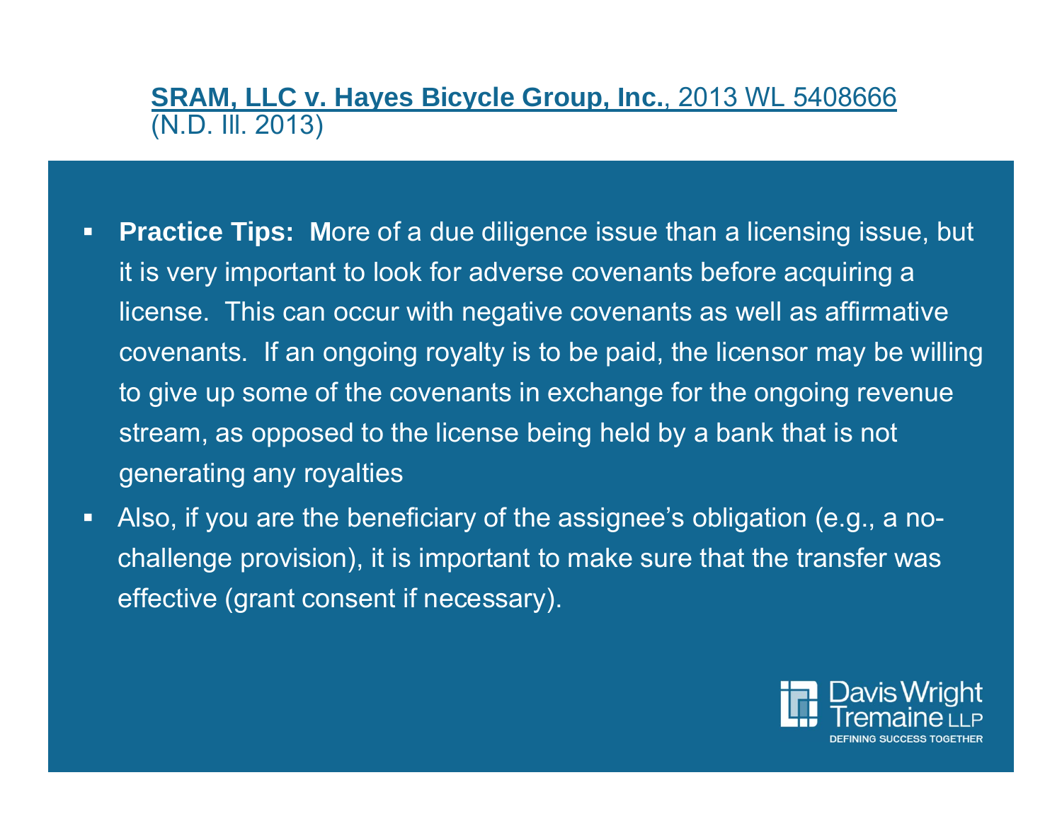## [**SRAM, LLC v. Hayes Bicycle Group, Inc.**, 2013 WL 5408666 (N.D. Ill. 2013)]

- **Practice Tips: M**ore of a due diligence issue than a licensing issue, but it is very important to look for adverse covenants before acquiring a license. This can occur with negative covenants as well as affirmative covenants. If an ongoing royalty is to be paid, the licensor may be willing to give up some of the covenants in exchange for the ongoing revenue stream, as opposed to the license being held by a bank that is not generating any royalties
- Also, if you are the beneficiary of the assignee's obligation (e.g., a no-challenge provision), it is important to make sure that the transfer was effective (grant consent if necessary).

Davis Wright Tremaine LLP
DEFINING SUCCESS TOGETHER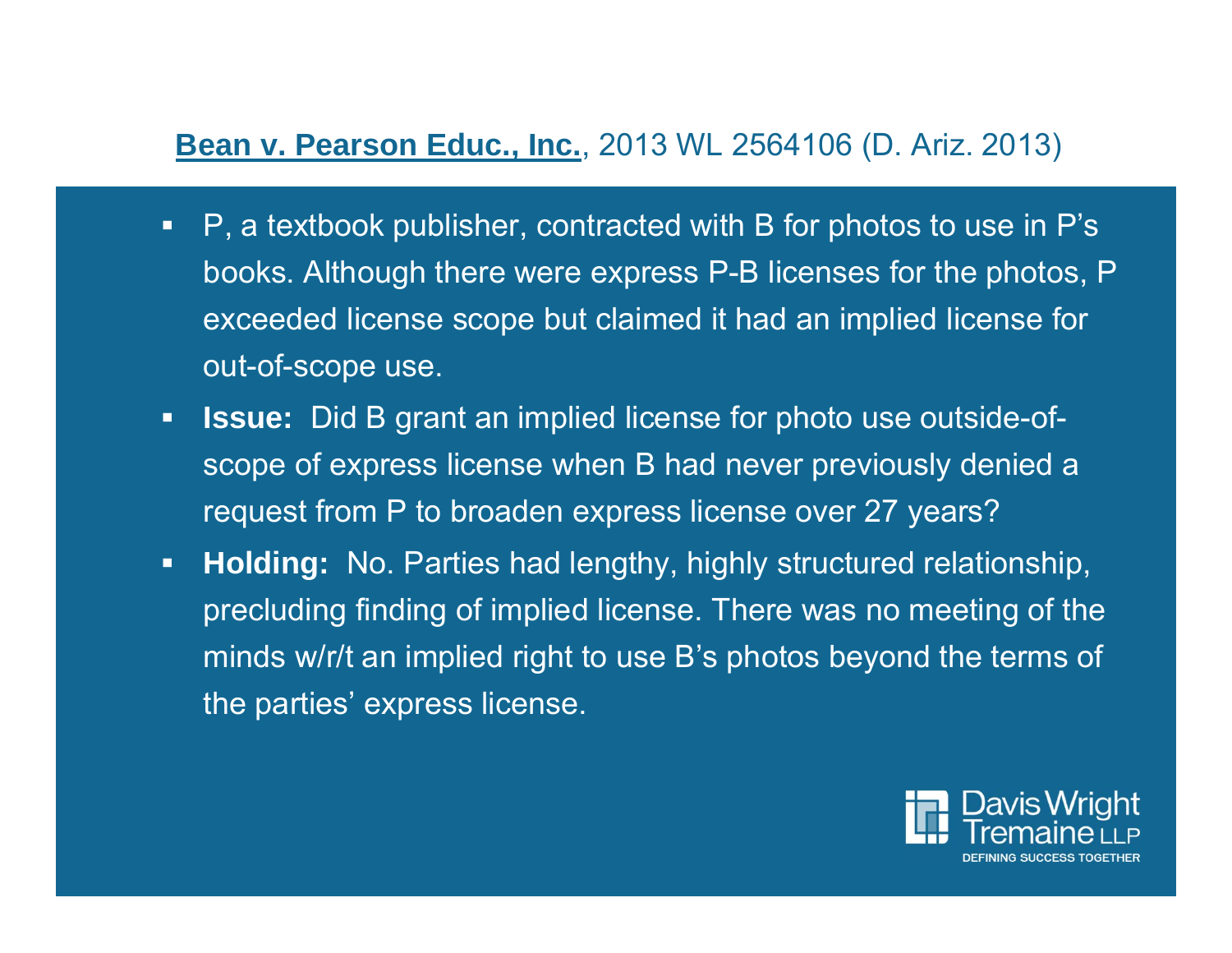## **Bean v. Pearson Educ., Inc.**, 2013 WL 2564106 (D. Ariz. 2013)

- P, a textbook publisher, contracted with B for photos to use in P's books. Although there were express P-B licenses for the photos, P exceeded license scope but claimed it had an implied license for out-of-scope use.
- **Issue:** Did B grant an implied license for photo use outside-of-scope of express license when B had never previously denied a request from P to broaden express license over 27 years?
- **Holding:** No. Parties had lengthy, highly structured relationship, precluding finding of implied license. There was no meeting of the minds w/r/t an implied right to use B's photos beyond the terms of the parties' express license.

Davis Wright Tremaine LLP
DEFINING SUCCESS TOGETHER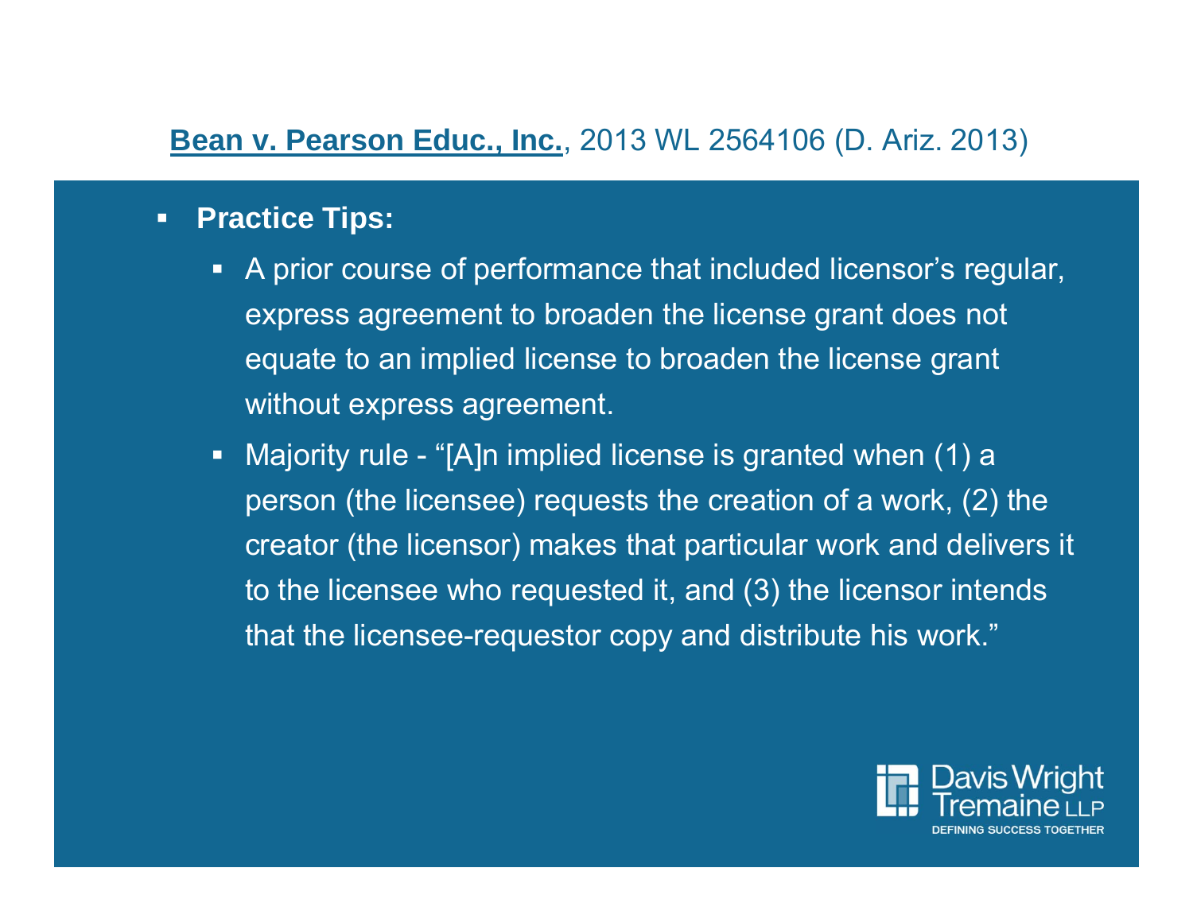## **Bean v. Pearson Educ., Inc.**, 2013 WL 2564106 (D. Ariz. 2013)

- **Practice Tips:**
  - A prior course of performance that included licensor's regular, express agreement to broaden the license grant does not equate to an implied license to broaden the license grant without express agreement.
  - Majority rule - "[A]n implied license is granted when (1) a person (the licensee) requests the creation of a work, (2) the creator (the licensor) makes that particular work and delivers it to the licensee who requested it, and (3) the licensor intends that the licensee-requestor copy and distribute his work."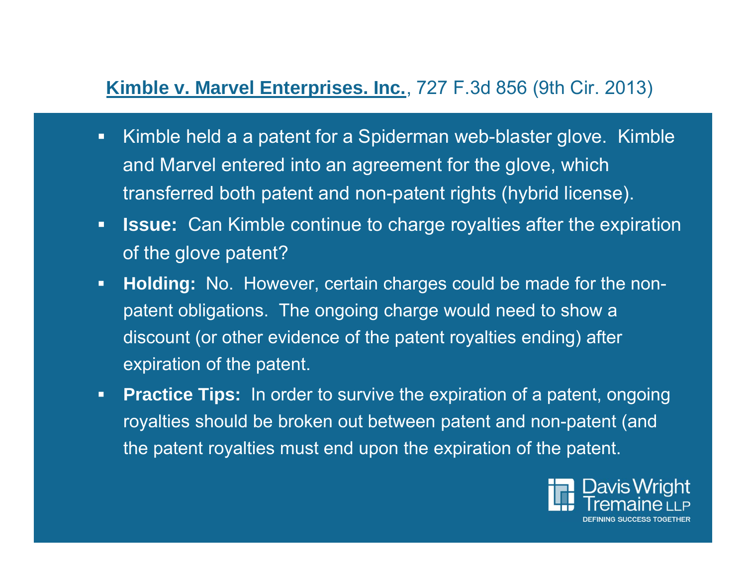## **Kimble v. Marvel Enterprises. Inc.**, 727 F.3d 856 (9th Cir. 2013)

- Kimble held a a patent for a Spiderman web-blaster glove. Kimble and Marvel entered into an agreement for the glove, which transferred both patent and non-patent rights (hybrid license).
- **Issue:** Can Kimble continue to charge royalties after the expiration of the glove patent?
- **Holding:** No. However, certain charges could be made for the non-patent obligations. The ongoing charge would need to show a discount (or other evidence of the patent royalties ending) after expiration of the patent.
- **Practice Tips:** In order to survive the expiration of a patent, ongoing royalties should be broken out between patent and non-patent (and the patent royalties must end upon the expiration of the patent.

Davis Wright Tremaine LLP
DEFINING SUCCESS TOGETHER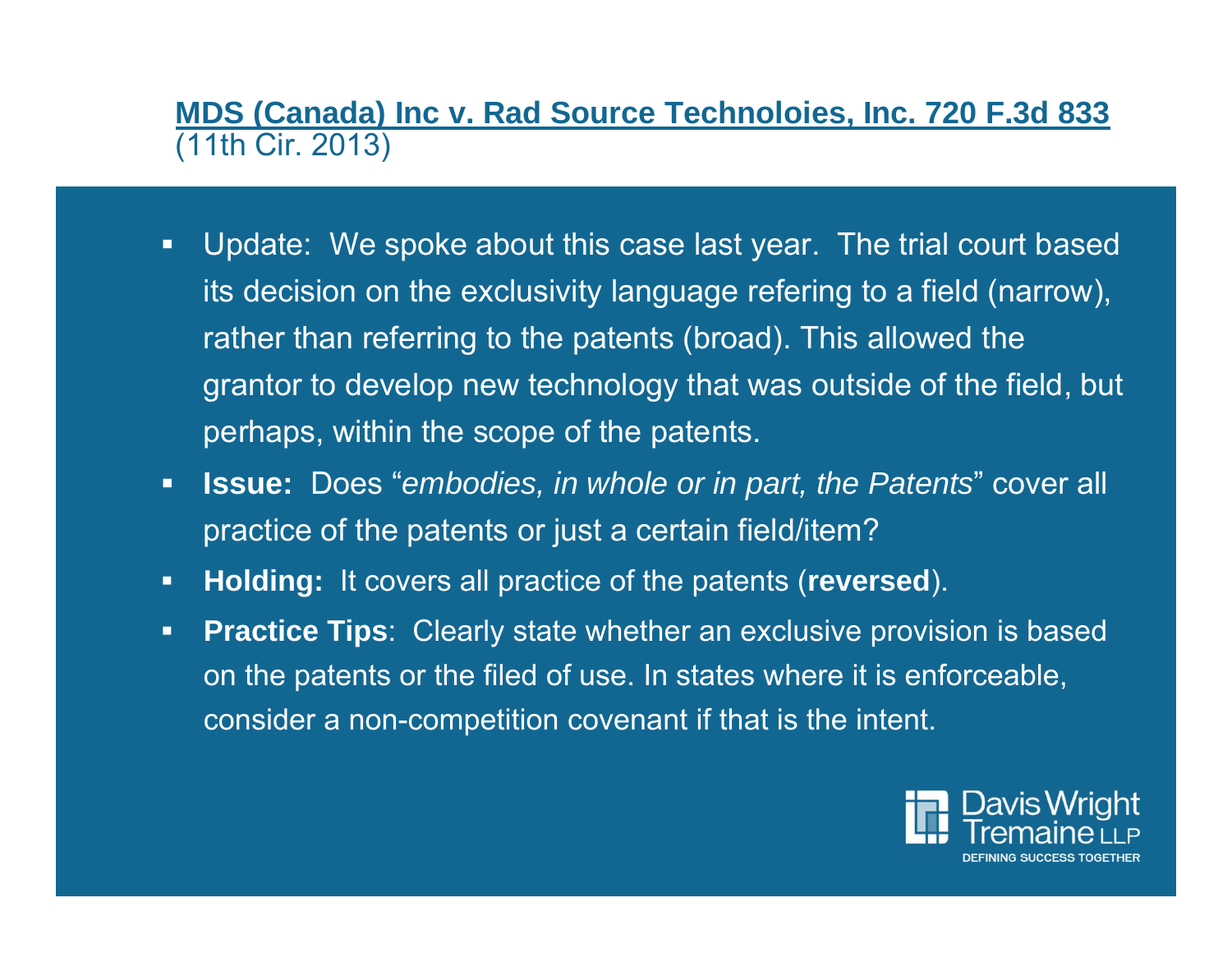## MDS (Canada) Inc v. Rad Source Technoloies, Inc. 720 F.3d 833 (11th Cir. 2013)

- Update: We spoke about this case last year. The trial court based its decision on the exclusivity language refering to a field (narrow), rather than referring to the patents (broad). This allowed the grantor to develop new technology that was outside of the field, but perhaps, within the scope of the patents.
- **Issue:** Does "*embodies, in whole or in part, the Patents*" cover all practice of the patents or just a certain field/item?
- **Holding:** It covers all practice of the patents (**reversed**).
- **Practice Tips**: Clearly state whether an exclusive provision is based on the patents or the filed of use. In states where it is enforceable, consider a non-competition covenant if that is the intent.

Davis Wright Tremaine LLP
DEFINING SUCCESS TOGETHER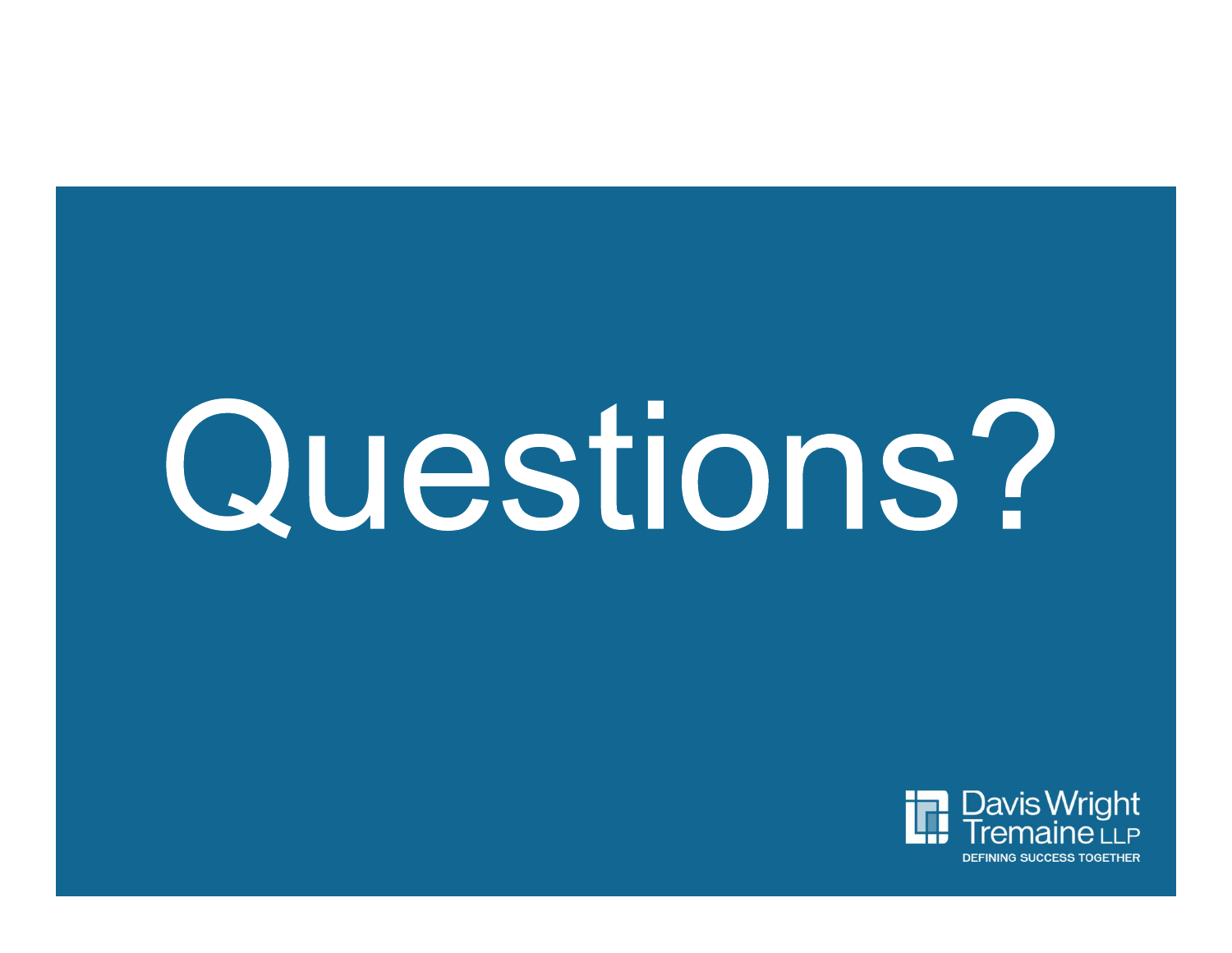# Questions?

Davis Wright Tremaine LLP

DEFINING SUCCESS TOGETHER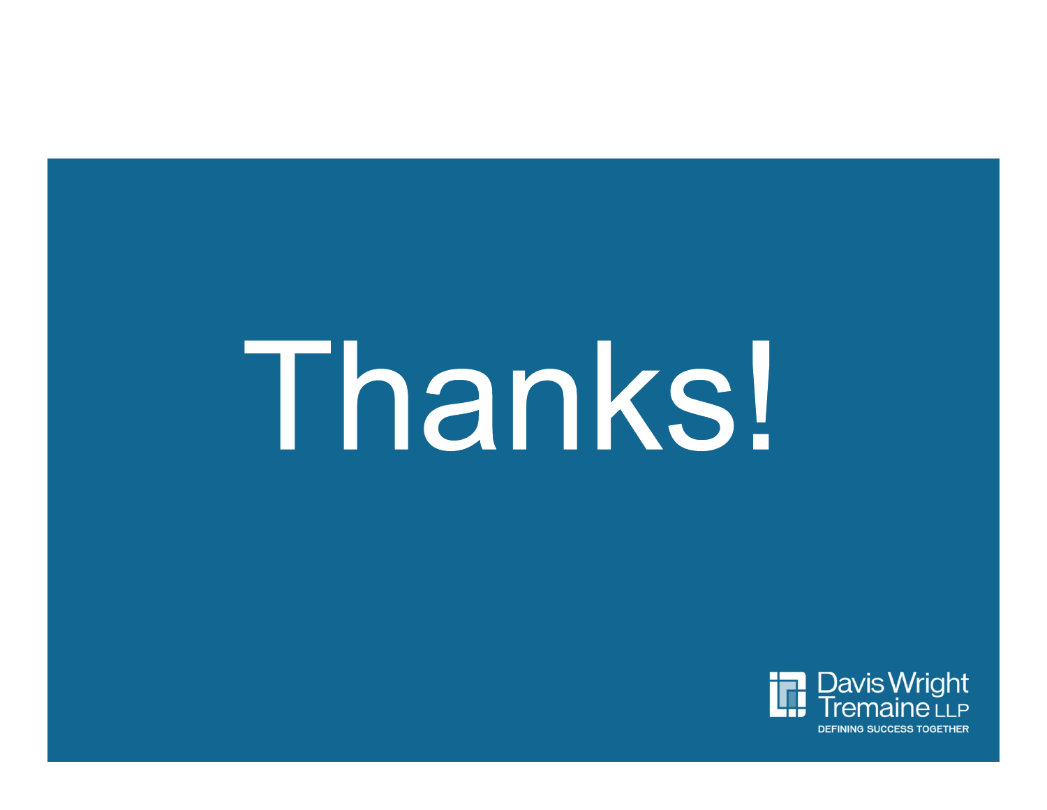# Thanks!

Davis Wright Tremaine LLP

DEFINING SUCCESS TOGETHER